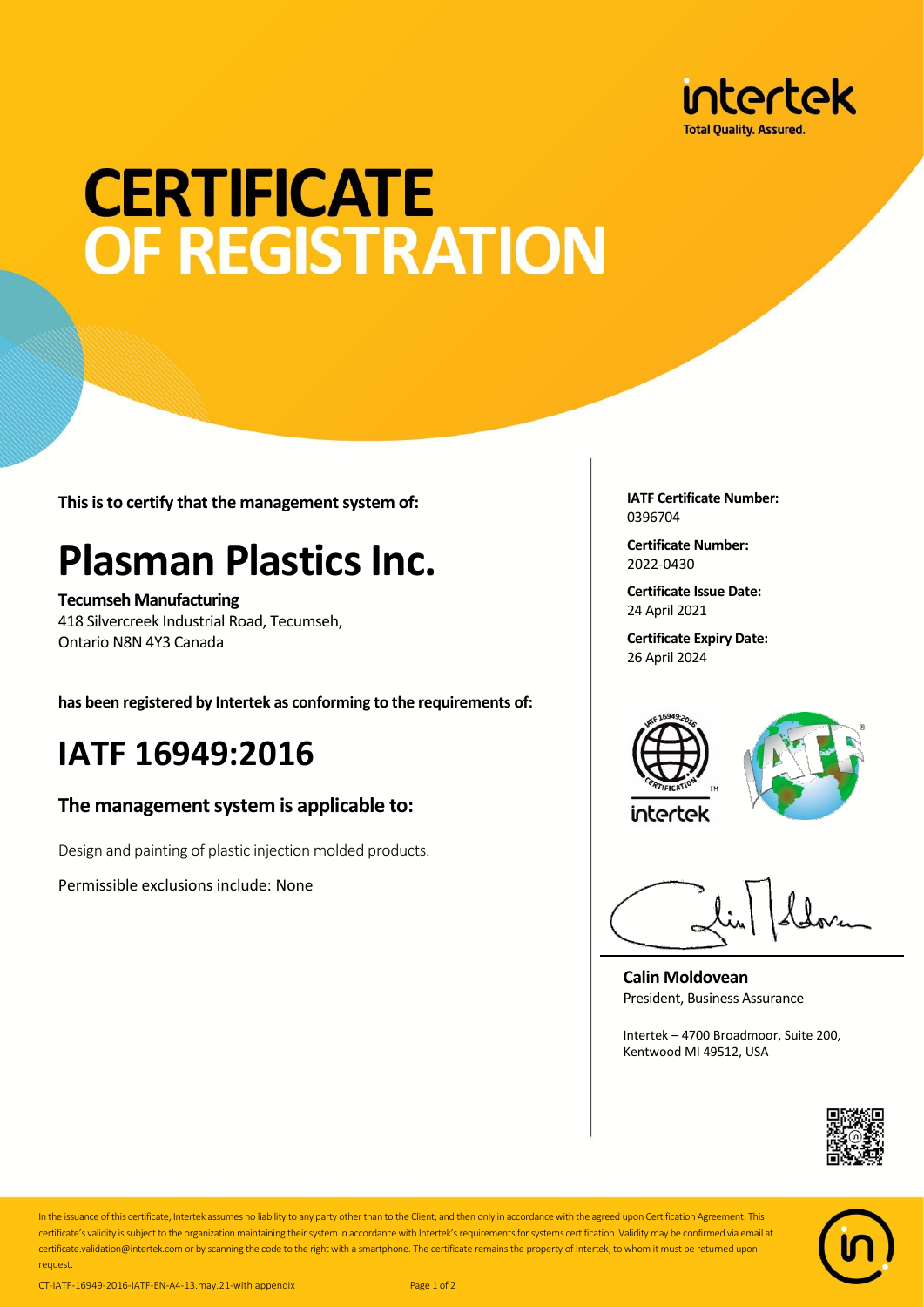intertek
Total Quality. Assured.

# CERTIFICATE OF REGISTRATION

**This is to certify that the management system of:**

# Plasman Plastics Inc.

**Tecumseh Manufacturing**
418 Silvercreek Industrial Road, Tecumseh,
Ontario N8N 4Y3 Canada

**has been registered by Intertek as conforming to the requirements of:**

## IATF 16949:2016

### The management system is applicable to:

Design and painting of plastic injection molded products.

Permissible exclusions include: None

**IATF Certificate Number:**
0396704

**Certificate Number:**
2022-0430

**Certificate Issue Date:**
24 April 2021

**Certificate Expiry Date:**
26 April 2024

**Calin Moldovean**
President, Business Assurance

Intertek – 4700 Broadmoor, Suite 200,
Kentwood MI 49512, USA

In the issuance of this certificate, Intertek assumes no liability to any party other than to the Client, and then only in accordance with the agreed upon Certification Agreement. This certificate's validity is subject to the organization maintaining their system in accordance with Intertek's requirements for systems certification. Validity may be confirmed via email at certificate.validation@intertek.com or by scanning the code to the right with a smartphone. The certificate remains the property of Intertek, to whom it must be returned upon request.

CT-IATF-16949-2016-IATF-EN-A4-13.may.21-with appendix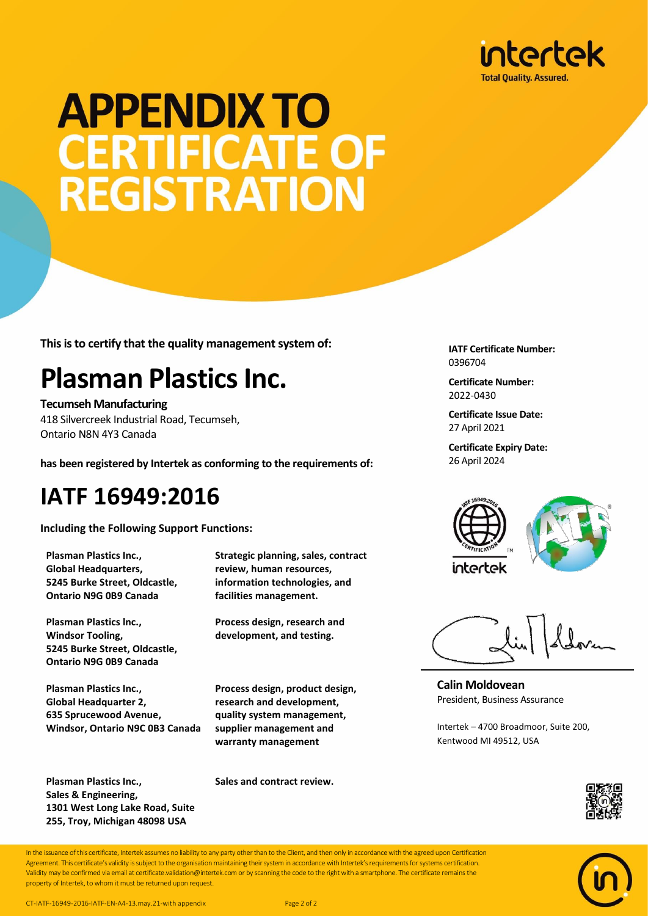intertek
Total Quality. Assured.

# APPENDIX TO CERTIFICATE OF REGISTRATION

**This is to certify that the quality management system of:**

# Plasman Plastics Inc.

**Tecumseh Manufacturing**
418 Silvercreek Industrial Road, Tecumseh,
Ontario N8N 4Y3 Canada

**has been registered by Intertek as conforming to the requirements of:**

# IATF 16949:2016

**Including the Following Support Functions:**

| | |
|---|---|
| **Plasman Plastics Inc., Global Headquarters, 5245 Burke Street, Oldcastle, Ontario N9G 0B9 Canada** | **Strategic planning, sales, contract review, human resources, information technologies, and facilities management.** |
| **Plasman Plastics lnc., Windsor Tooling, 5245 Burke Street, Oldcastle, Ontario N9G 0B9 Canada** | **Process design, research and development, and testing.** |
| **Plasman Plastics Inc., Global Headquarter 2, 635 Sprucewood Avenue, Windsor, Ontario N9C 0B3 Canada** | **Process design, product design, research and development, quality system management, supplier management and warranty management** |
| **Plasman Plastics Inc., Sales & Engineering, 1301 West Long Lake Road, Suite 255, Troy, Michigan 48098 USA** | **Sales and contract review.** |

**IATF Certificate Number:**
0396704

**Certificate Number:**
2022-0430

**Certificate Issue Date:**
27 April 2021

**Certificate Expiry Date:**
26 April 2024

**Calin Moldovean**
President, Business Assurance

Intertek – 4700 Broadmoor, Suite 200,
Kentwood MI 49512, USA

In the issuance of this certificate, Intertek assumes no liability to any party other than to the Client, and then only in accordance with the agreed upon Certification Agreement. This certificate's validity is subject to the organisation maintaining their system in accordance with Intertek's requirements for systems certification. Validity may be confirmed via email at certificate.validation@intertek.com or by scanning the code to the right with a smartphone. The certificate remains the property of Intertek, to whom it must be returned upon request.

CT-IATF-16949-2016-IATF-EN-A4-13.may.21-with appendix